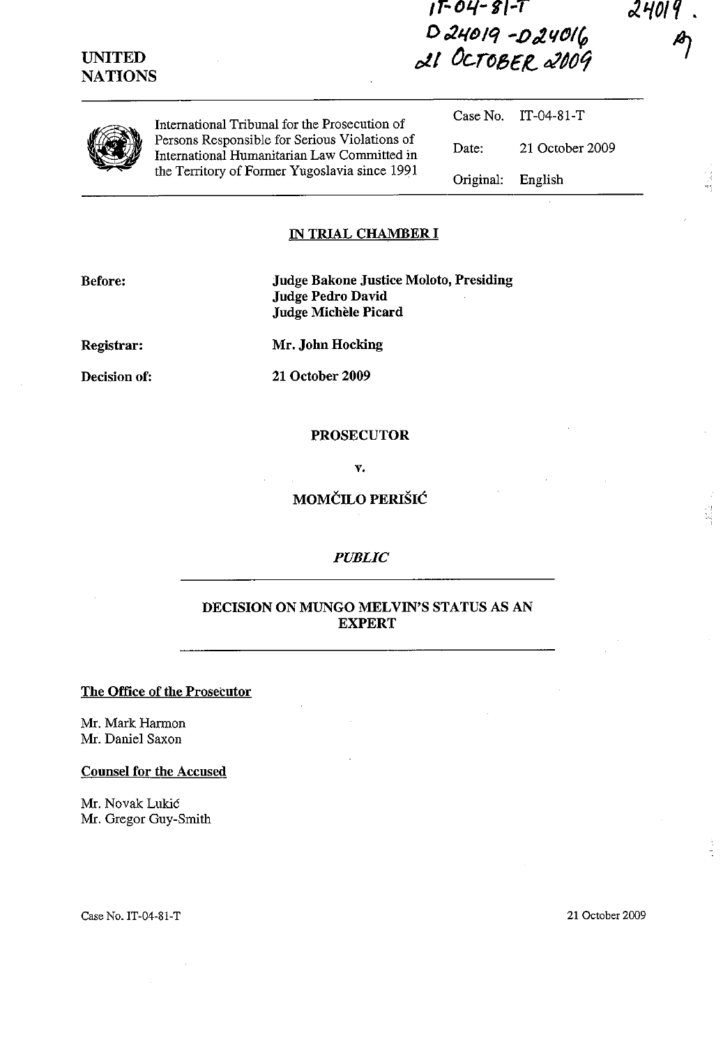IT-04-81-T
D24019 -D24016
21 OCTOBER 2009

24019

**UNITED NATIONS**

| International Tribunal for the Prosecution of Persons Responsible for Serious Violations of International Humanitarian Law Committed in the Territory of Former Yugoslavia since 1991 | Case No. | IT-04-81-T |
|---|---|---|
| | Date: | 21 October 2009 |
| | Original: | English |

## IN TRIAL CHAMBER I

**Before:** **Judge Bakone Justice Moloto, Presiding**
**Judge Pedro David**
**Judge Michèle Picard**

**Registrar:** **Mr. John Hocking**

**Decision of:** **21 October 2009**

**PROSECUTOR**

**v.**

**MOMČILO PERIŠIĆ**

***PUBLIC***

## DECISION ON MUNGO MELVIN'S STATUS AS AN EXPERT

**The Office of the Prosecutor**

Mr. Mark Harmon
Mr. Daniel Saxon

**Counsel for the Accused**

Mr. Novak Lukić
Mr. Gregor Guy-Smith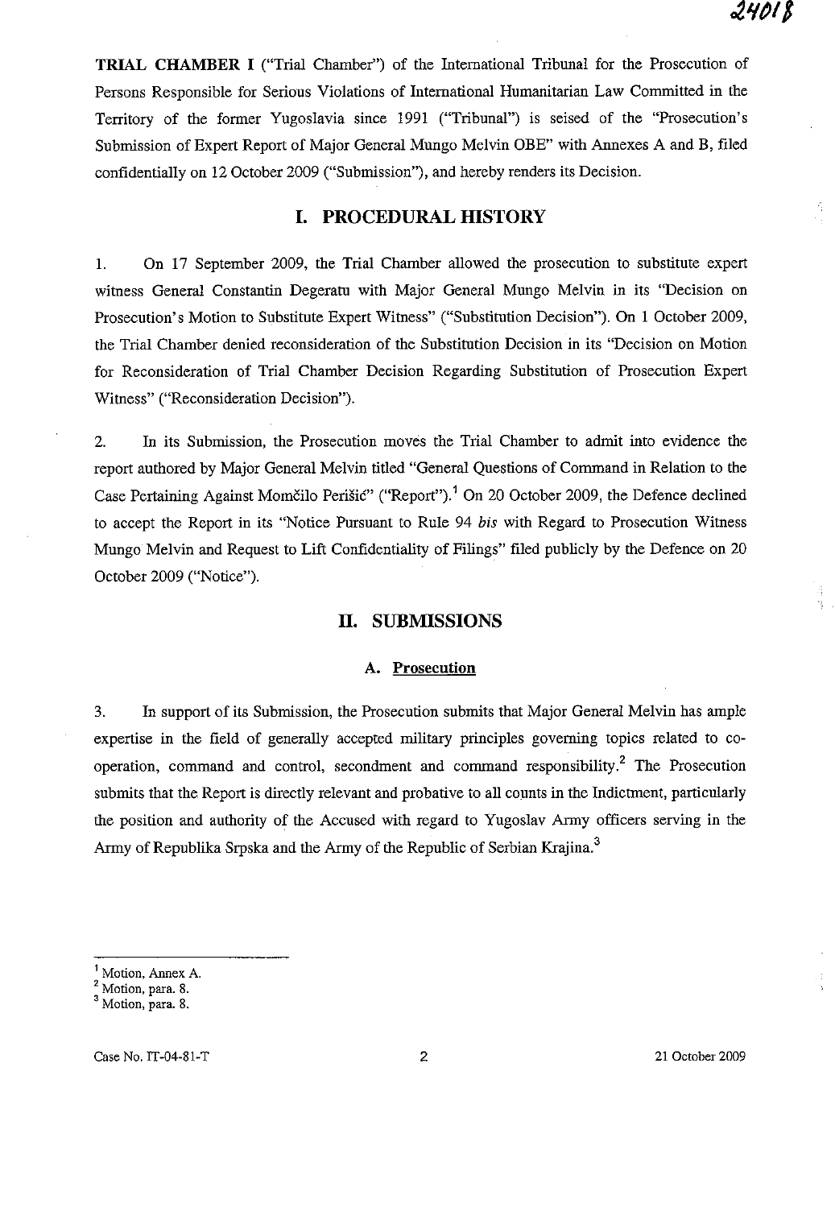**TRIAL CHAMBER I** ("Trial Chamber") of the International Tribunal for the Prosecution of Persons Responsible for Serious Violations of International Humanitarian Law Committed in the Territory of the former Yugoslavia since 1991 ("Tribunal") is seised of the "Prosecution's Submission of Expert Report of Major General Mungo Melvin OBE" with Annexes A and B, filed confidentially on 12 October 2009 ("Submission"), and hereby renders its Decision.

## I. PROCEDURAL HISTORY

1. On 17 September 2009, the Trial Chamber allowed the prosecution to substitute expert witness General Constantin Degeratu with Major General Mungo Melvin in its "Decision on Prosecution's Motion to Substitute Expert Witness" ("Substitution Decision"). On 1 October 2009, the Trial Chamber denied reconsideration of the Substitution Decision in its "Decision on Motion for Reconsideration of Trial Chamber Decision Regarding Substitution of Prosecution Expert Witness" ("Reconsideration Decision").

2. In its Submission, the Prosecution moves the Trial Chamber to admit into evidence the report authored by Major General Melvin titled "General Questions of Command in Relation to the Case Pertaining Against Momčilo Perišić" ("Report").[1] On 20 October 2009, the Defence declined to accept the Report in its "Notice Pursuant to Rule 94 *bis* with Regard to Prosecution Witness Mungo Melvin and Request to Lift Confidentiality of Filings" filed publicly by the Defence on 20 October 2009 ("Notice").

## II. SUBMISSIONS

### A. Prosecution

3. In support of its Submission, the Prosecution submits that Major General Melvin has ample expertise in the field of generally accepted military principles governing topics related to co-operation, command and control, secondment and command responsibility.[2] The Prosecution submits that the Report is directly relevant and probative to all counts in the Indictment, particularly the position and authority of the Accused with regard to Yugoslav Army officers serving in the Army of Republika Srpska and the Army of the Republic of Serbian Krajina.[3]

---

[1] Motion, Annex A.
[2] Motion, para. 8.
[3] Motion, para. 8.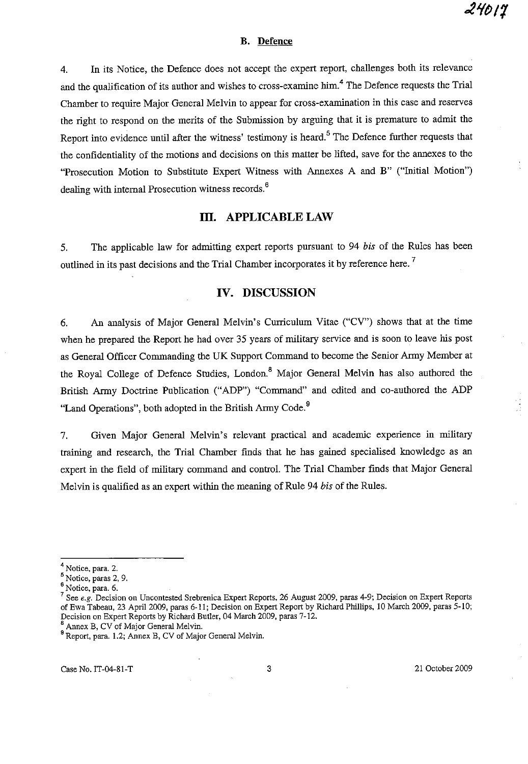### B. Defence

4. In its Notice, the Defence does not accept the expert report, challenges both its relevance and the qualification of its author and wishes to cross-examine him.[4] The Defence requests the Trial Chamber to require Major General Melvin to appear for cross-examination in this case and reserves the right to respond on the merits of the Submission by arguing that it is premature to admit the Report into evidence until after the witness' testimony is heard.[5] The Defence further requests that the confidentiality of the motions and decisions on this matter be lifted, save for the annexes to the "Prosecution Motion to Substitute Expert Witness with Annexes A and B" ("Initial Motion") dealing with internal Prosecution witness records.[6]

## III. APPLICABLE LAW

5. The applicable law for admitting expert reports pursuant to 94 *bis* of the Rules has been outlined in its past decisions and the Trial Chamber incorporates it by reference here.[7]

## IV. DISCUSSION

6. An analysis of Major General Melvin's Curriculum Vitae ("CV") shows that at the time when he prepared the Report he had over 35 years of military service and is soon to leave his post as General Officer Commanding the UK Support Command to become the Senior Army Member at the Royal College of Defence Studies, London.[8] Major General Melvin has also authored the British Army Doctrine Publication ("ADP") "Command" and edited and co-authored the ADP "Land Operations", both adopted in the British Army Code.[9]

7. Given Major General Melvin's relevant practical and academic experience in military training and research, the Trial Chamber finds that he has gained specialised knowledge as an expert in the field of military command and control. The Trial Chamber finds that Major General Melvin is qualified as an expert within the meaning of Rule 94 *bis* of the Rules.

---

[4] Notice, para. 2.

[5] Notice, paras 2, 9.

[6] Notice, para. 6.

[7] See *e.g.* Decision on Uncontested Srebrenica Expert Reports, 26 August 2009, paras 4-9; Decision on Expert Reports of Ewa Tabeau, 23 April 2009, paras 6-11; Decision on Expert Report by Richard Phillips, 10 March 2009, paras 5-10; Decision on Expert Reports by Richard Butler, 04 March 2009, paras 7-12.

[8] Annex B, CV of Major General Melvin.

[9] Report, para. 1.2; Annex B, CV of Major General Melvin.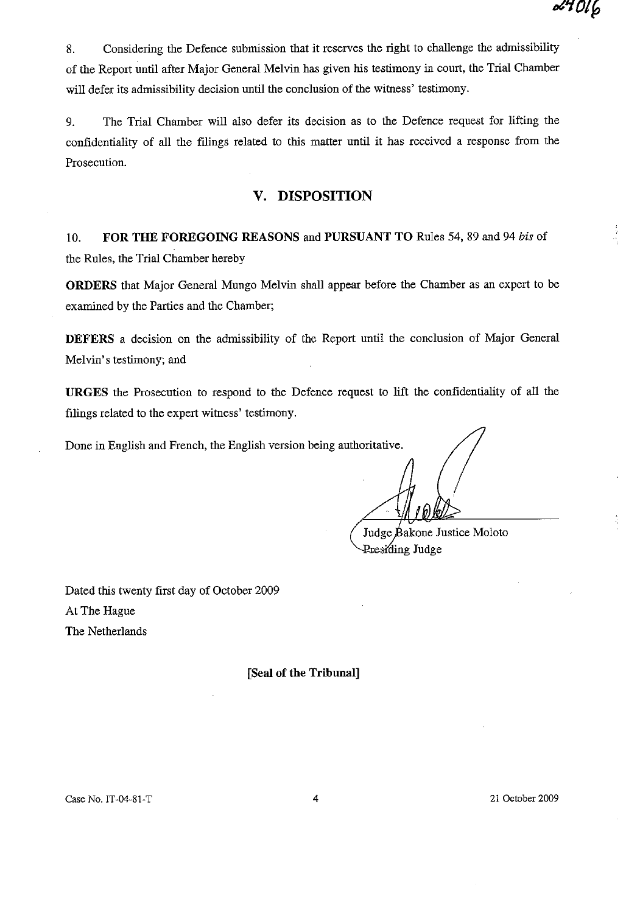8. Considering the Defence submission that it reserves the right to challenge the admissibility of the Report until after Major General Melvin has given his testimony in court, the Trial Chamber will defer its admissibility decision until the conclusion of the witness' testimony.

9. The Trial Chamber will also defer its decision as to the Defence request for lifting the confidentiality of all the filings related to this matter until it has received a response from the Prosecution.

## V. DISPOSITION

10. **FOR THE FOREGOING REASONS** and **PURSUANT TO** Rules 54, 89 and 94 *bis* of the Rules, the Trial Chamber hereby

**ORDERS** that Major General Mungo Melvin shall appear before the Chamber as an expert to be examined by the Parties and the Chamber;

**DEFERS** a decision on the admissibility of the Report until the conclusion of Major General Melvin's testimony; and

**URGES** the Prosecution to respond to the Defence request to lift the confidentiality of all the filings related to the expert witness' testimony.

Done in English and French, the English version being authoritative.

Judge Bakone Justice Moloto
Presiding Judge

Dated this twenty first day of October 2009
At The Hague
The Netherlands

**[Seal of the Tribunal]**